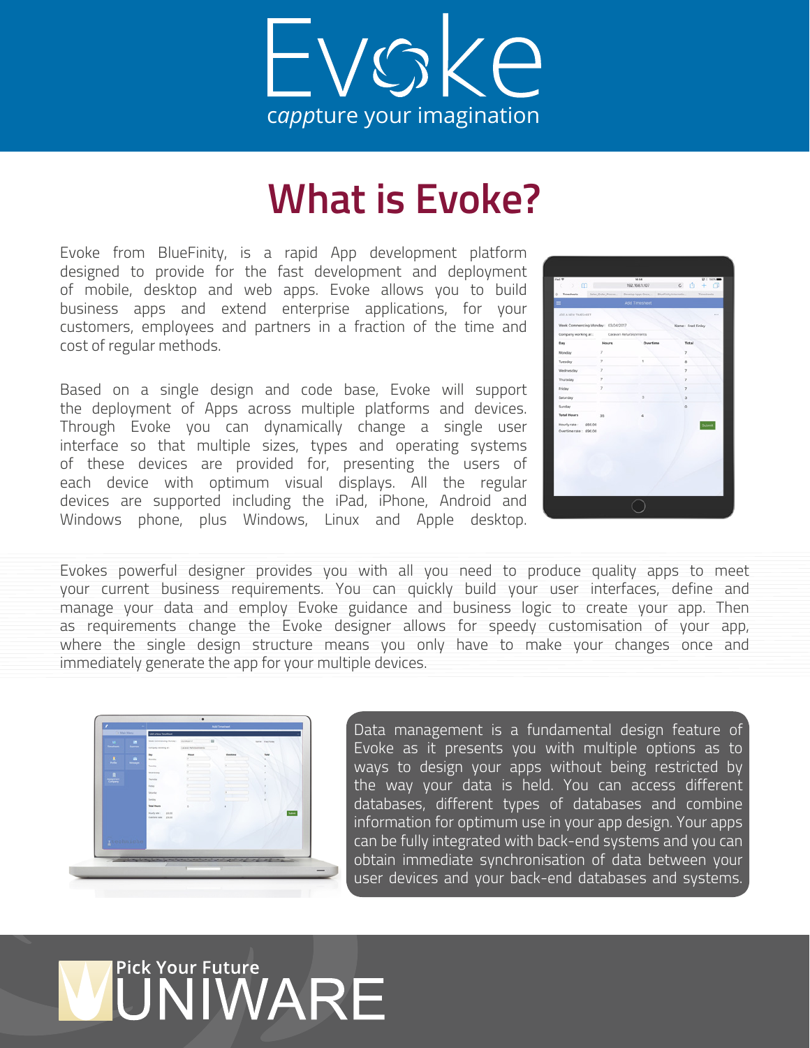# Evoke

cappture your imagination

## What is Evoke?

Evoke from BlueFinity, is a rapid App development platform designed to provide for the fast development and deployment of mobile, desktop and web apps. Evoke allows you to build business apps and extend enterprise applications, for your customers, employees and partners in a fraction of the time and cost of regular methods.

Based on a single design and code base, Evoke will support the deployment of Apps across multiple platforms and devices. Through Evoke you can dynamically change a single user interface so that multiple sizes, types and operating systems of these devices are provided for, presenting the users of each device with optimum visual displays. All the regular devices are supported including the iPad, iPhone, Android and Windows phone, plus Windows, Linux and Apple desktop.

Evokes powerful designer provides you with all you need to produce quality apps to meet your current business requirements. You can quickly build your user interfaces, define and manage your data and employ Evoke guidance and business logic to create your app. Then as requirements change the Evoke designer allows for speedy customisation of your app, where the single design structure means you only have to make your changes once and immediately generate the app for your multiple devices.

Data management is a fundamental design feature of Evoke as it presents you with multiple options as to ways to design your apps without being restricted by the way your data is held. You can access different databases, different types of databases and combine information for optimum use in your app design. Your apps can be fully integrated with back-end systems and you can obtain immediate synchronisation of data between your user devices and your back-end databases and systems.

Pick Your Future
UNIWARE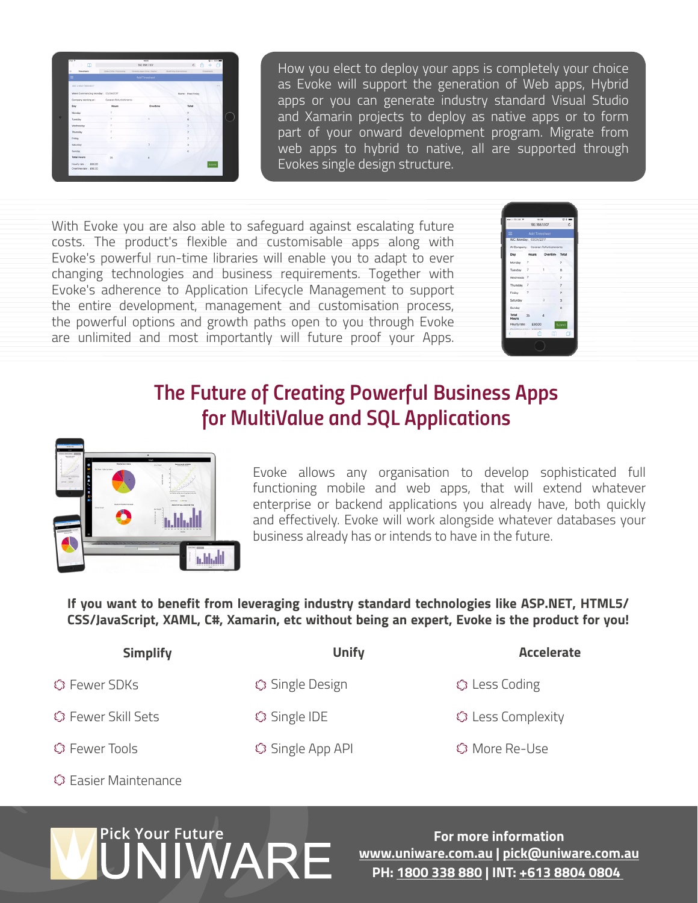How you elect to deploy your apps is completely your choice as Evoke will support the generation of Web apps, Hybrid apps or you can generate industry standard Visual Studio and Xamarin projects to deploy as native apps or to form part of your onward development program. Migrate from web apps to hybrid to native, all are supported through Evokes single design structure.

With Evoke you are also able to safeguard against escalating future costs. The product's flexible and customisable apps along with Evoke's powerful run-time libraries will enable you to adapt to ever changing technologies and business requirements. Together with Evoke's adherence to Application Lifecycle Management to support the entire development, management and customisation process, the powerful options and growth paths open to you through Evoke are unlimited and most importantly will future proof your Apps.

## The Future of Creating Powerful Business Apps for MultiValue and SQL Applications

Evoke allows any organisation to develop sophisticated full functioning mobile and web apps, that will extend whatever enterprise or backend applications you already have, both quickly and effectively. Evoke will work alongside whatever databases your business already has or intends to have in the future.

**If you want to benefit from leveraging industry standard technologies like ASP.NET, HTML5/CSS/JavaScript, XAML, C#, Xamarin, etc without being an expert, Evoke is the product for you!**

**Simplify**

- Fewer SDKs
- Fewer Skill Sets
- Fewer Tools
- Easier Maintenance

**Unify**

- Single Design
- Single IDE
- Single App API

**Accelerate**

- Less Coding
- Less Complexity
- More Re-Use

Pick Your Future

UNIWARE

**For more information**

**www.uniware.com.au | pick@uniware.com.au**

**PH: 1800 338 880 | INT: +613 8804 0804**